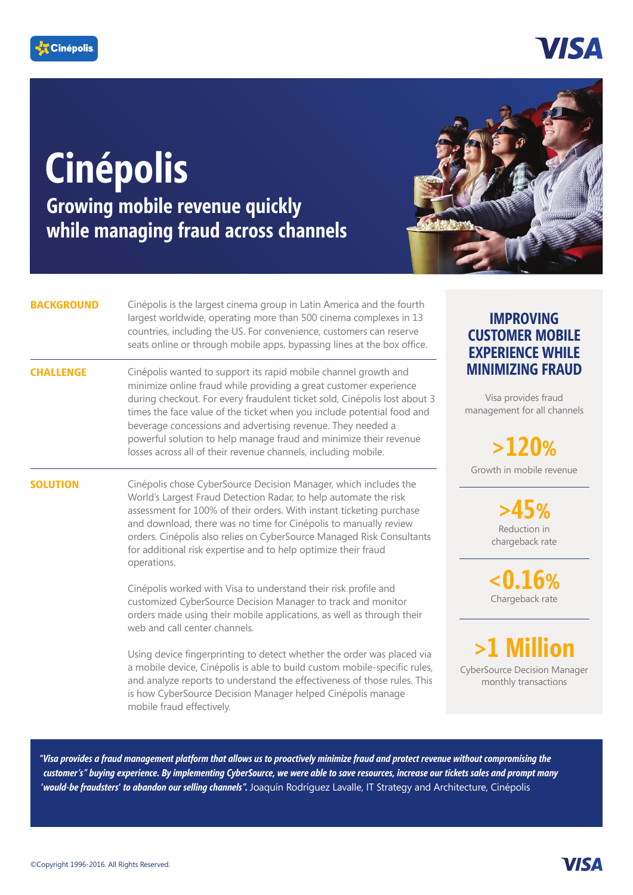# Cinépolis

## Growing mobile revenue quickly while managing fraud across channels

**BACKGROUND**

Cinépolis is the largest cinema group in Latin America and the fourth largest worldwide, operating more than 500 cinema complexes in 13 countries, including the US. For convenience, customers can reserve seats online or through mobile apps, bypassing lines at the box office.

**CHALLENGE**

Cinépolis wanted to support its rapid mobile channel growth and minimize online fraud while providing a great customer experience during checkout. For every fraudulent ticket sold, Cinépolis lost about 3 times the face value of the ticket when you include potential food and beverage concessions and advertising revenue. They needed a powerful solution to help manage fraud and minimize their revenue losses across all of their revenue channels, including mobile.

**SOLUTION**

Cinépolis chose CyberSource Decision Manager, which includes the World's Largest Fraud Detection Radar, to help automate the risk assessment for 100% of their orders. With instant ticketing purchase and download, there was no time for Cinépolis to manually review orders. Cinépolis also relies on CyberSource Managed Risk Consultants for additional risk expertise and to help optimize their fraud operations.

Cinépolis worked with Visa to understand their risk profile and customized CyberSource Decision Manager to track and monitor orders made using their mobile applications, as well as through their web and call center channels.

Using device fingerprinting to detect whether the order was placed via a mobile device, Cinépolis is able to build custom mobile-specific rules, and analyze reports to understand the effectiveness of those rules. This is how CyberSource Decision Manager helped Cinépolis manage mobile fraud effectively.

### IMPROVING CUSTOMER MOBILE EXPERIENCE WHILE MINIMIZING FRAUD

Visa provides fraud management for all channels

**>120%**
Growth in mobile revenue

**>45%**
Reduction in chargeback rate

**<0.16%**
Chargeback rate

**>1 Million**
CyberSource Decision Manager monthly transactions

***"Visa provides a fraud management platform that allows us to proactively minimize fraud and protect revenue without compromising the customer's" buying experience. By implementing CyberSource, we were able to save resources, increase our tickets sales and prompt many 'would-be fraudsters' to abandon our selling channels".*** Joaquín Rodríguez Lavalle, IT Strategy and Architecture, Cinépolis

©Copyright 1996-2016. All Rights Reserved.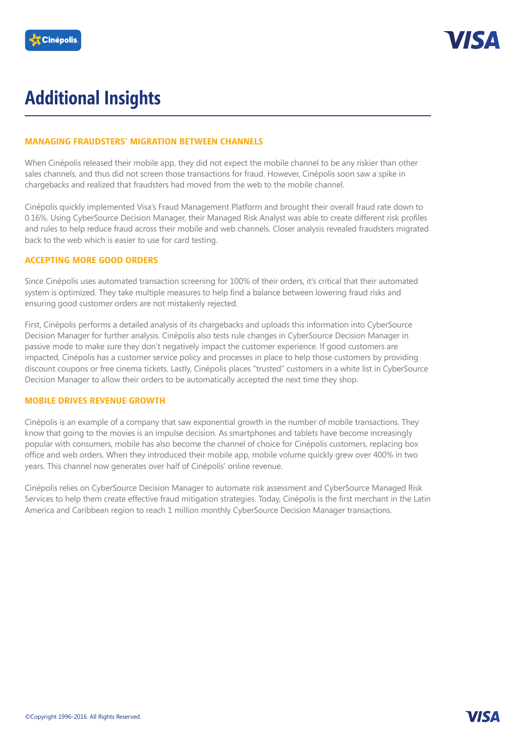# Additional Insights

## MANAGING FRAUDSTERS' MIGRATION BETWEEN CHANNELS

When Cinépolis released their mobile app, they did not expect the mobile channel to be any riskier than other sales channels, and thus did not screen those transactions for fraud. However, Cinépolis soon saw a spike in chargebacks and realized that fraudsters had moved from the web to the mobile channel.

Cinépolis quickly implemented Visa's Fraud Management Platform and brought their overall fraud rate down to 0.16%. Using CyberSource Decision Manager, their Managed Risk Analyst was able to create different risk profiles and rules to help reduce fraud across their mobile and web channels. Closer analysis revealed fraudsters migrated back to the web which is easier to use for card testing.

## ACCEPTING MORE GOOD ORDERS

Since Cinépolis uses automated transaction screening for 100% of their orders, it's critical that their automated system is optimized. They take multiple measures to help find a balance between lowering fraud risks and ensuring good customer orders are not mistakenly rejected.

First, Cinépolis performs a detailed analysis of its chargebacks and uploads this information into CyberSource Decision Manager for further analysis. Cinépolis also tests rule changes in CyberSource Decision Manager in passive mode to make sure they don't negatively impact the customer experience. If good customers are impacted, Cinépolis has a customer service policy and processes in place to help those customers by providing discount coupons or free cinema tickets. Lastly, Cinépolis places "trusted" customers in a white list in CyberSource Decision Manager to allow their orders to be automatically accepted the next time they shop.

## MOBILE DRIVES REVENUE GROWTH

Cinépolis is an example of a company that saw exponential growth in the number of mobile transactions. They know that going to the movies is an impulse decision. As smartphones and tablets have become increasingly popular with consumers, mobile has also become the channel of choice for Cinépolis customers, replacing box office and web orders. When they introduced their mobile app, mobile volume quickly grew over 400% in two years. This channel now generates over half of Cinépolis' online revenue.

Cinépolis relies on CyberSource Decision Manager to automate risk assessment and CyberSource Managed Risk Services to help them create effective fraud mitigation strategies. Today, Cinépolis is the first merchant in the Latin America and Caribbean region to reach 1 million monthly CyberSource Decision Manager transactions.

©Copyright 1996-2016. All Rights Reserved.